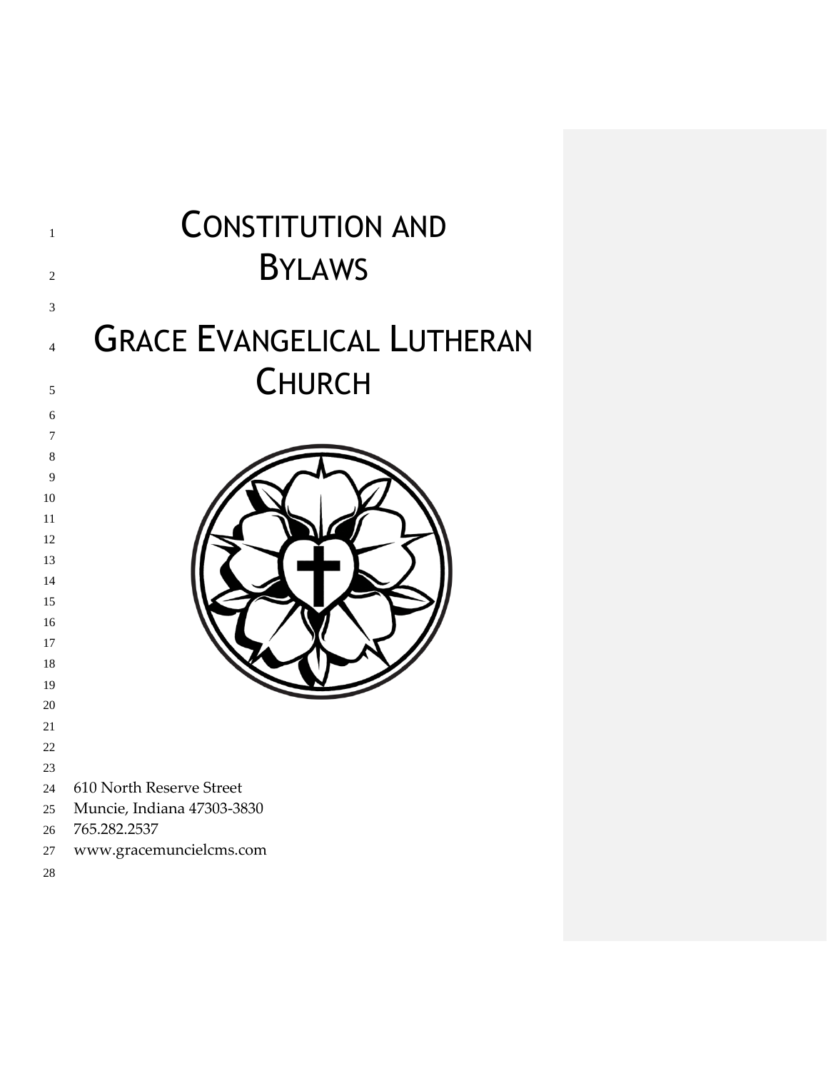# CONSTITUTION AND BYLAWS

# GRACE EVANGELICAL LUTHERAN CHURCH

610 North Reserve Street
Muncie, Indiana 47303-3830
765.282.2537
www.gracemuncielcms.com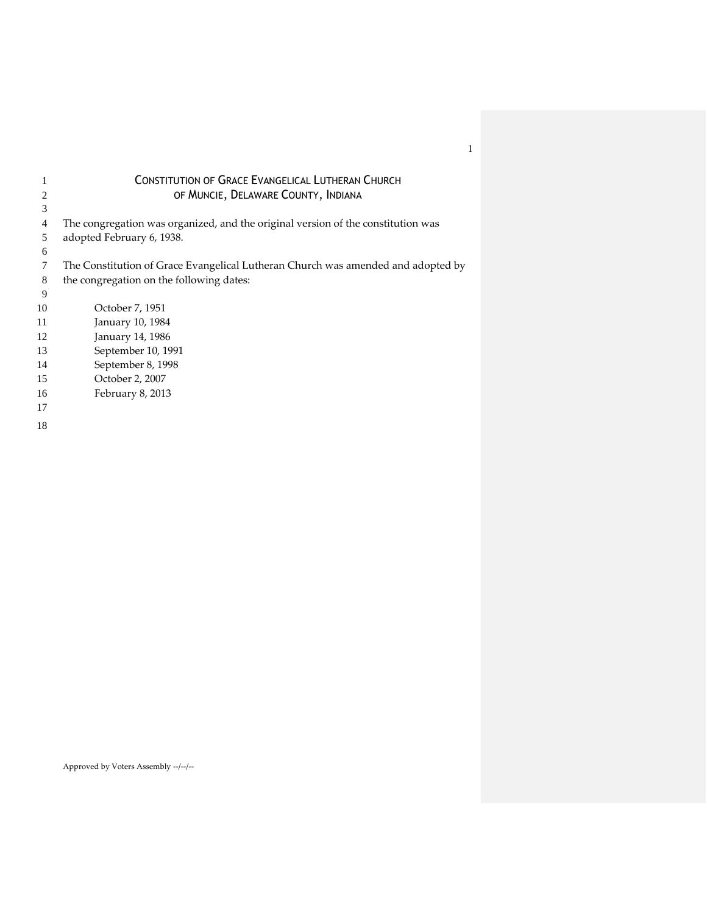# CONSTITUTION OF GRACE EVANGELICAL LUTHERAN CHURCH OF MUNCIE, DELAWARE COUNTY, INDIANA

The congregation was organized, and the original version of the constitution was adopted February 6, 1938.

The Constitution of Grace Evangelical Lutheran Church was amended and adopted by the congregation on the following dates:

- October 7, 1951
- January 10, 1984
- January 14, 1986
- September 10, 1991
- September 8, 1998
- October 2, 2007
- February 8, 2013

Approved by Voters Assembly --/--/--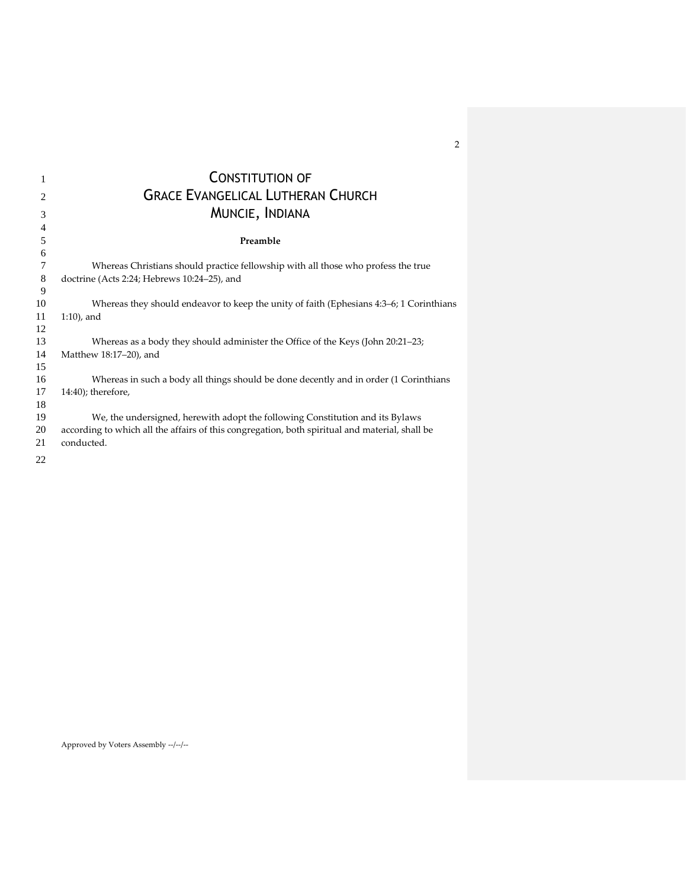# Constitution of Grace Evangelical Lutheran Church Muncie, Indiana

## Preamble

Whereas Christians should practice fellowship with all those who profess the true doctrine (Acts 2:24; Hebrews 10:24–25), and

Whereas they should endeavor to keep the unity of faith (Ephesians 4:3–6; 1 Corinthians 1:10), and

Whereas as a body they should administer the Office of the Keys (John 20:21–23; Matthew 18:17–20), and

Whereas in such a body all things should be done decently and in order (1 Corinthians 14:40); therefore,

We, the undersigned, herewith adopt the following Constitution and its Bylaws according to which all the affairs of this congregation, both spiritual and material, shall be conducted.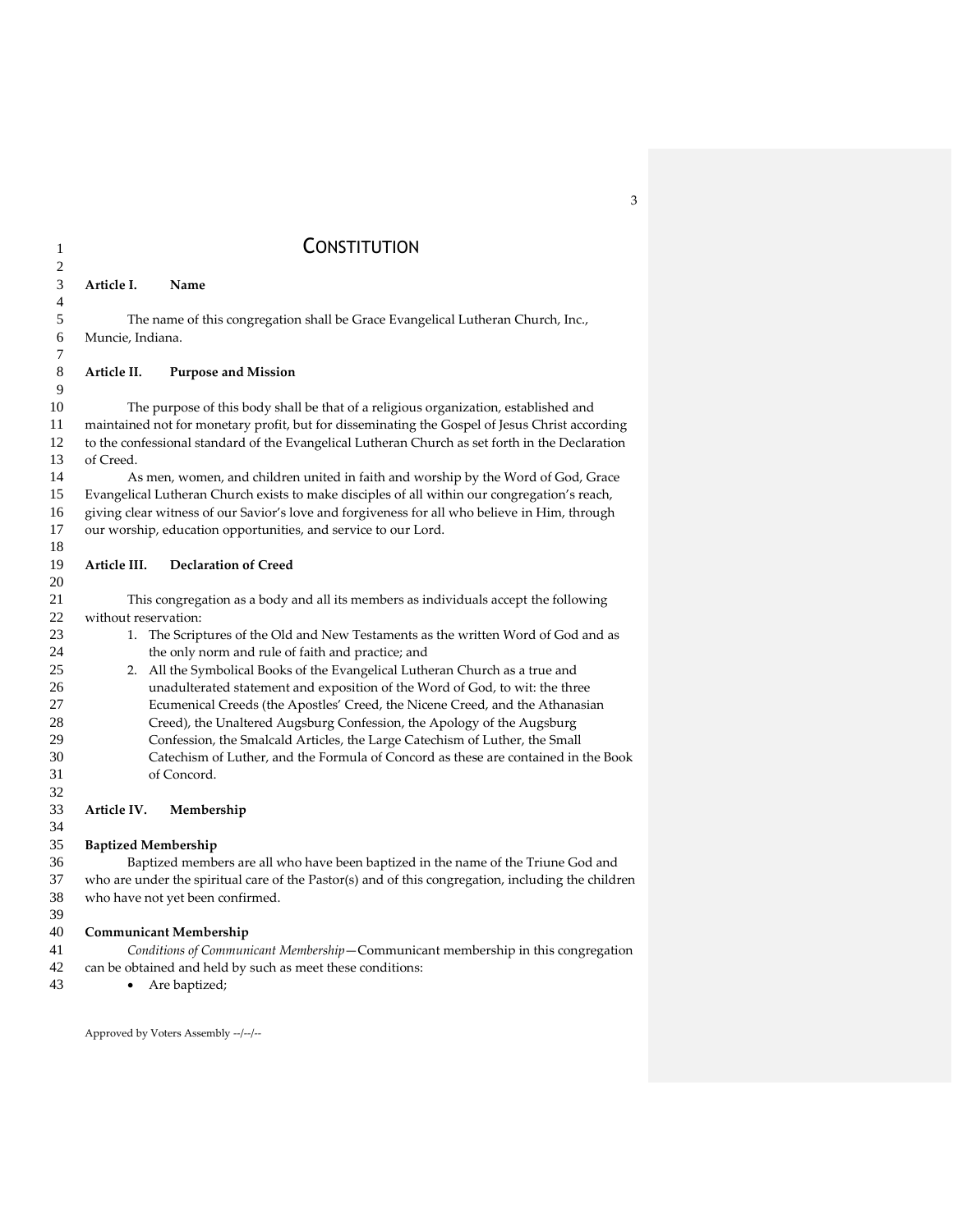# CONSTITUTION

## Article I. Name

The name of this congregation shall be Grace Evangelical Lutheran Church, Inc., Muncie, Indiana.

## Article II. Purpose and Mission

The purpose of this body shall be that of a religious organization, established and maintained not for monetary profit, but for disseminating the Gospel of Jesus Christ according to the confessional standard of the Evangelical Lutheran Church as set forth in the Declaration of Creed.

As men, women, and children united in faith and worship by the Word of God, Grace Evangelical Lutheran Church exists to make disciples of all within our congregation's reach, giving clear witness of our Savior's love and forgiveness for all who believe in Him, through our worship, education opportunities, and service to our Lord.

## Article III. Declaration of Creed

This congregation as a body and all its members as individuals accept the following without reservation:

1. The Scriptures of the Old and New Testaments as the written Word of God and as the only norm and rule of faith and practice; and
2. All the Symbolical Books of the Evangelical Lutheran Church as a true and unadulterated statement and exposition of the Word of God, to wit: the three Ecumenical Creeds (the Apostles' Creed, the Nicene Creed, and the Athanasian Creed), the Unaltered Augsburg Confession, the Apology of the Augsburg Confession, the Smalcald Articles, the Large Catechism of Luther, the Small Catechism of Luther, and the Formula of Concord as these are contained in the Book of Concord.

## Article IV. Membership

### Baptized Membership

Baptized members are all who have been baptized in the name of the Triune God and who are under the spiritual care of the Pastor(s) and of this congregation, including the children who have not yet been confirmed.

### Communicant Membership

*Conditions of Communicant Membership*—Communicant membership in this congregation can be obtained and held by such as meet these conditions:

- Are baptized;

Approved by Voters Assembly --/--/--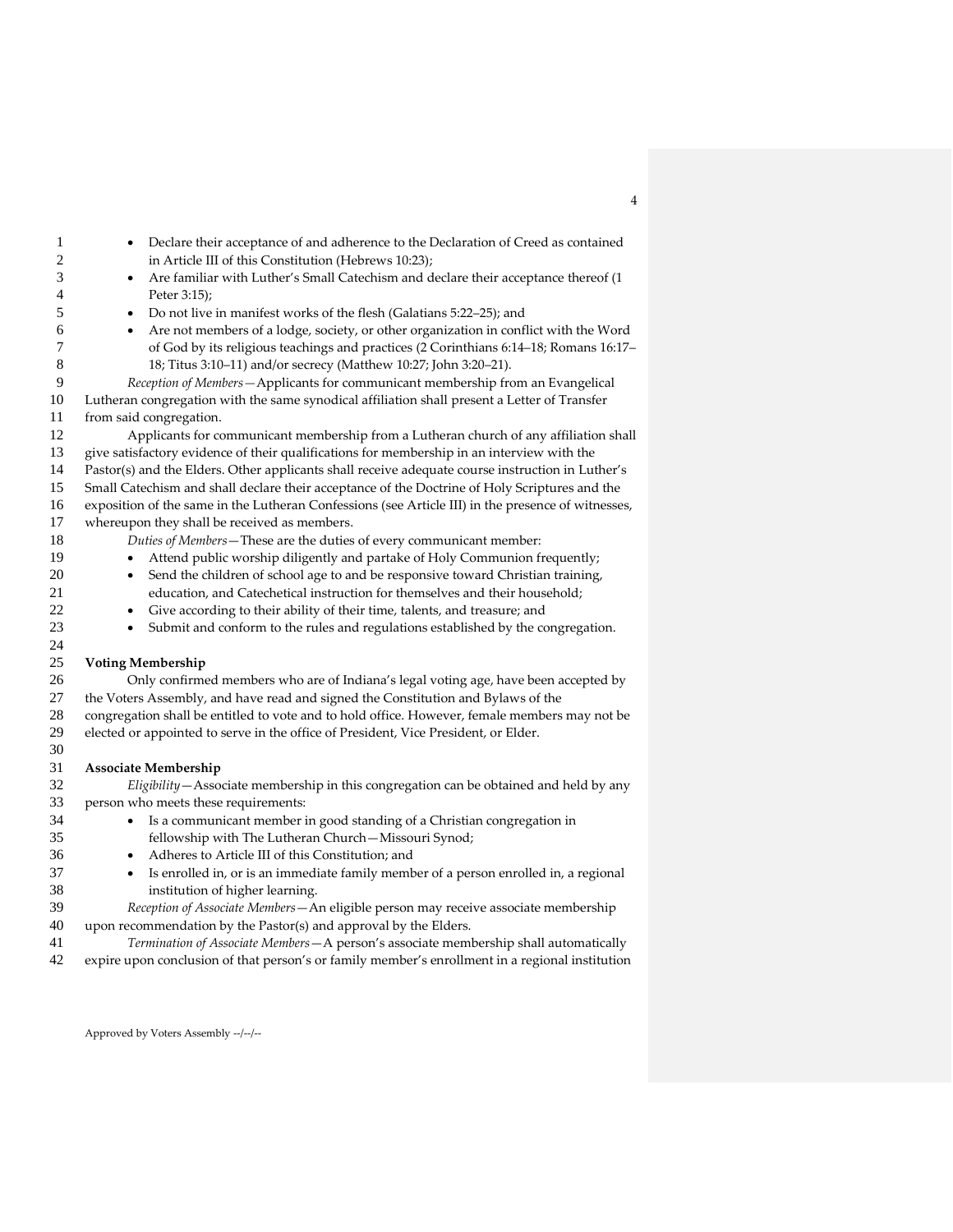- Declare their acceptance of and adherence to the Declaration of Creed as contained in Article III of this Constitution (Hebrews 10:23);
- Are familiar with Luther's Small Catechism and declare their acceptance thereof (1 Peter 3:15);
- Do not live in manifest works of the flesh (Galatians 5:22–25); and
- Are not members of a lodge, society, or other organization in conflict with the Word of God by its religious teachings and practices (2 Corinthians 6:14–18; Romans 16:17–18; Titus 3:10–11) and/or secrecy (Matthew 10:27; John 3:20–21).

*Reception of Members*—Applicants for communicant membership from an Evangelical Lutheran congregation with the same synodical affiliation shall present a Letter of Transfer from said congregation.

Applicants for communicant membership from a Lutheran church of any affiliation shall give satisfactory evidence of their qualifications for membership in an interview with the Pastor(s) and the Elders. Other applicants shall receive adequate course instruction in Luther's Small Catechism and shall declare their acceptance of the Doctrine of Holy Scriptures and the exposition of the same in the Lutheran Confessions (see Article III) in the presence of witnesses, whereupon they shall be received as members.

*Duties of Members*—These are the duties of every communicant member:

- Attend public worship diligently and partake of Holy Communion frequently;
- Send the children of school age to and be responsive toward Christian training, education, and Catechetical instruction for themselves and their household;
- Give according to their ability of their time, talents, and treasure; and
- Submit and conform to the rules and regulations established by the congregation.

**Voting Membership**

Only confirmed members who are of Indiana's legal voting age, have been accepted by the Voters Assembly, and have read and signed the Constitution and Bylaws of the congregation shall be entitled to vote and to hold office. However, female members may not be elected or appointed to serve in the office of President, Vice President, or Elder.

**Associate Membership**

*Eligibility*—Associate membership in this congregation can be obtained and held by any person who meets these requirements:

- Is a communicant member in good standing of a Christian congregation in fellowship with The Lutheran Church—Missouri Synod;
- Adheres to Article III of this Constitution; and
- Is enrolled in, or is an immediate family member of a person enrolled in, a regional institution of higher learning.

*Reception of Associate Members*—An eligible person may receive associate membership upon recommendation by the Pastor(s) and approval by the Elders.

*Termination of Associate Members*—A person's associate membership shall automatically expire upon conclusion of that person's or family member's enrollment in a regional institution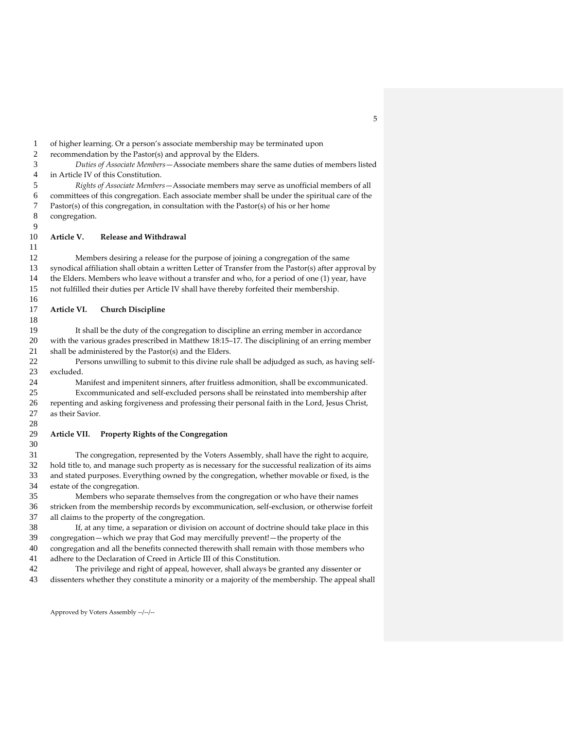of higher learning. Or a person's associate membership may be terminated upon recommendation by the Pastor(s) and approval by the Elders.

*Duties of Associate Members*—Associate members share the same duties of members listed in Article IV of this Constitution.

*Rights of Associate Members*—Associate members may serve as unofficial members of all committees of this congregation. Each associate member shall be under the spiritual care of the Pastor(s) of this congregation, in consultation with the Pastor(s) of his or her home congregation.

## Article V. Release and Withdrawal

Members desiring a release for the purpose of joining a congregation of the same synodical affiliation shall obtain a written Letter of Transfer from the Pastor(s) after approval by the Elders. Members who leave without a transfer and who, for a period of one (1) year, have not fulfilled their duties per Article IV shall have thereby forfeited their membership.

## Article VI. Church Discipline

It shall be the duty of the congregation to discipline an erring member in accordance with the various grades prescribed in Matthew 18:15–17. The disciplining of an erring member shall be administered by the Pastor(s) and the Elders.

Persons unwilling to submit to this divine rule shall be adjudged as such, as having self-excluded.

Manifest and impenitent sinners, after fruitless admonition, shall be excommunicated.

Excommunicated and self-excluded persons shall be reinstated into membership after repenting and asking forgiveness and professing their personal faith in the Lord, Jesus Christ, as their Savior.

## Article VII. Property Rights of the Congregation

The congregation, represented by the Voters Assembly, shall have the right to acquire, hold title to, and manage such property as is necessary for the successful realization of its aims and stated purposes. Everything owned by the congregation, whether movable or fixed, is the estate of the congregation.

Members who separate themselves from the congregation or who have their names stricken from the membership records by excommunication, self-exclusion, or otherwise forfeit all claims to the property of the congregation.

If, at any time, a separation or division on account of doctrine should take place in this congregation—which we pray that God may mercifully prevent!—the property of the congregation and all the benefits connected therewith shall remain with those members who adhere to the Declaration of Creed in Article III of this Constitution.

The privilege and right of appeal, however, shall always be granted any dissenter or dissenters whether they constitute a minority or a majority of the membership. The appeal shall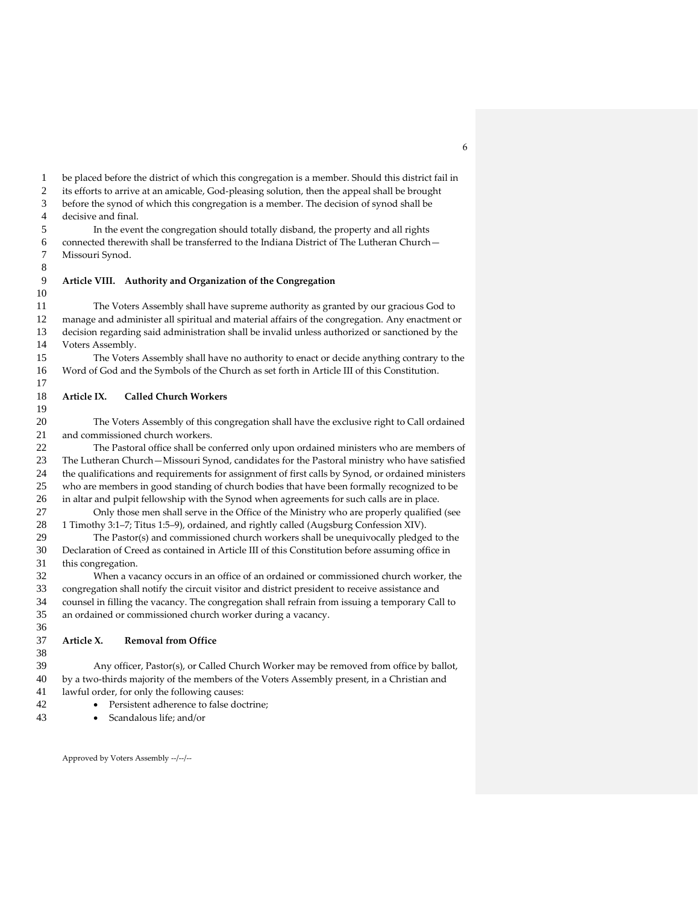be placed before the district of which this congregation is a member. Should this district fail in its efforts to arrive at an amicable, God-pleasing solution, then the appeal shall be brought before the synod of which this congregation is a member. The decision of synod shall be decisive and final.

In the event the congregation should totally disband, the property and all rights connected therewith shall be transferred to the Indiana District of The Lutheran Church—Missouri Synod.

**Article VIII. Authority and Organization of the Congregation**

The Voters Assembly shall have supreme authority as granted by our gracious God to manage and administer all spiritual and material affairs of the congregation. Any enactment or decision regarding said administration shall be invalid unless authorized or sanctioned by the Voters Assembly.

The Voters Assembly shall have no authority to enact or decide anything contrary to the Word of God and the Symbols of the Church as set forth in Article III of this Constitution.

**Article IX. Called Church Workers**

The Voters Assembly of this congregation shall have the exclusive right to Call ordained and commissioned church workers.

The Pastoral office shall be conferred only upon ordained ministers who are members of The Lutheran Church—Missouri Synod, candidates for the Pastoral ministry who have satisfied the qualifications and requirements for assignment of first calls by Synod, or ordained ministers who are members in good standing of church bodies that have been formally recognized to be in altar and pulpit fellowship with the Synod when agreements for such calls are in place.

Only those men shall serve in the Office of the Ministry who are properly qualified (see 1 Timothy 3:1–7; Titus 1:5–9), ordained, and rightly called (Augsburg Confession XIV).

The Pastor(s) and commissioned church workers shall be unequivocally pledged to the Declaration of Creed as contained in Article III of this Constitution before assuming office in this congregation.

When a vacancy occurs in an office of an ordained or commissioned church worker, the congregation shall notify the circuit visitor and district president to receive assistance and counsel in filling the vacancy. The congregation shall refrain from issuing a temporary Call to an ordained or commissioned church worker during a vacancy.

**Article X. Removal from Office**

Any officer, Pastor(s), or Called Church Worker may be removed from office by ballot, by a two-thirds majority of the members of the Voters Assembly present, in a Christian and lawful order, for only the following causes:

- Persistent adherence to false doctrine;
- Scandalous life; and/or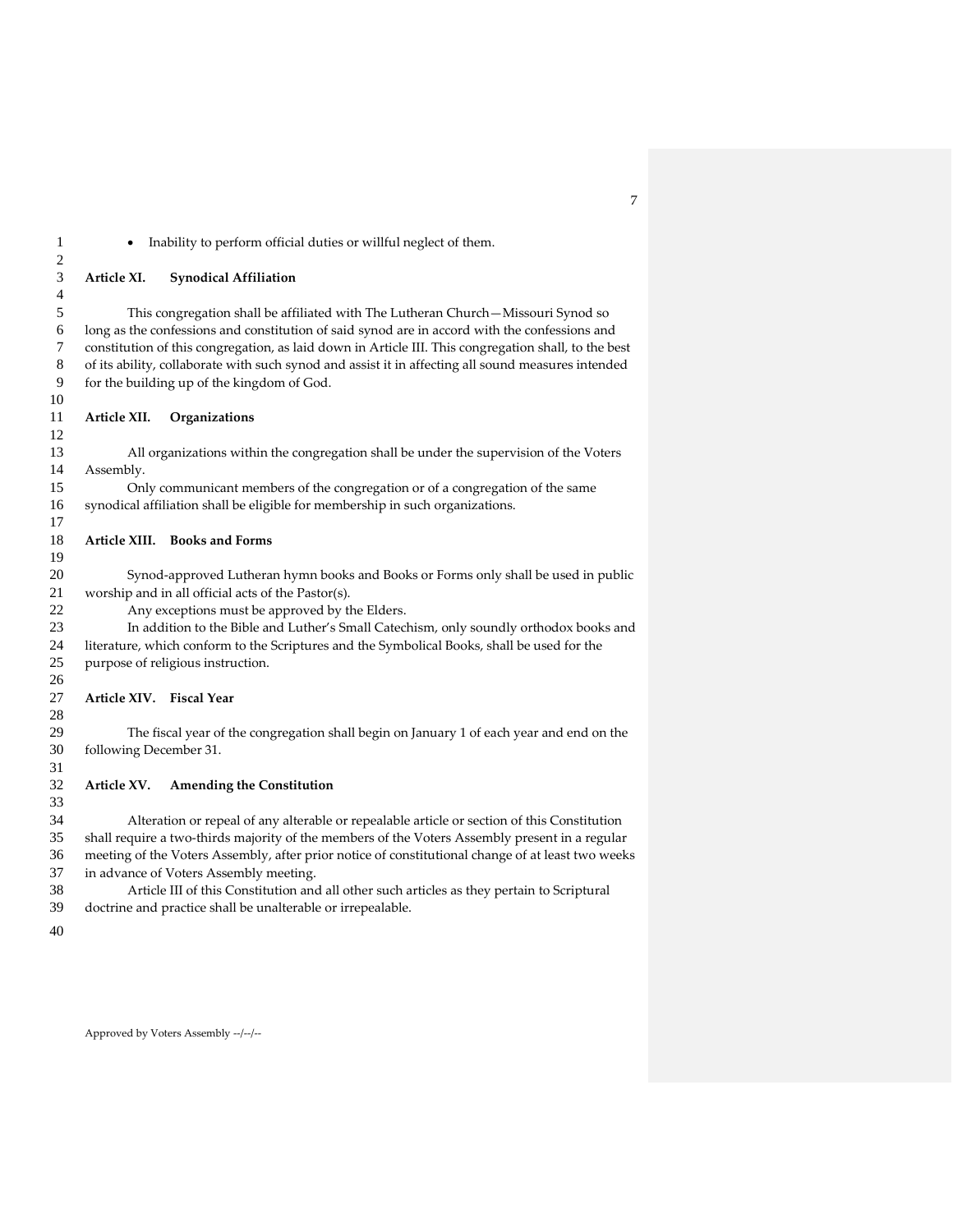- Inability to perform official duties or willful neglect of them.

## Article XI. Synodical Affiliation

This congregation shall be affiliated with The Lutheran Church—Missouri Synod so long as the confessions and constitution of said synod are in accord with the confessions and constitution of this congregation, as laid down in Article III. This congregation shall, to the best of its ability, collaborate with such synod and assist it in affecting all sound measures intended for the building up of the kingdom of God.

## Article XII. Organizations

All organizations within the congregation shall be under the supervision of the Voters Assembly.

Only communicant members of the congregation or of a congregation of the same synodical affiliation shall be eligible for membership in such organizations.

## Article XIII. Books and Forms

Synod-approved Lutheran hymn books and Books or Forms only shall be used in public worship and in all official acts of the Pastor(s).

Any exceptions must be approved by the Elders.

In addition to the Bible and Luther's Small Catechism, only soundly orthodox books and literature, which conform to the Scriptures and the Symbolical Books, shall be used for the purpose of religious instruction.

## Article XIV. Fiscal Year

The fiscal year of the congregation shall begin on January 1 of each year and end on the following December 31.

## Article XV. Amending the Constitution

Alteration or repeal of any alterable or repealable article or section of this Constitution shall require a two-thirds majority of the members of the Voters Assembly present in a regular meeting of the Voters Assembly, after prior notice of constitutional change of at least two weeks in advance of Voters Assembly meeting.

Article III of this Constitution and all other such articles as they pertain to Scriptural doctrine and practice shall be unalterable or irrepealable.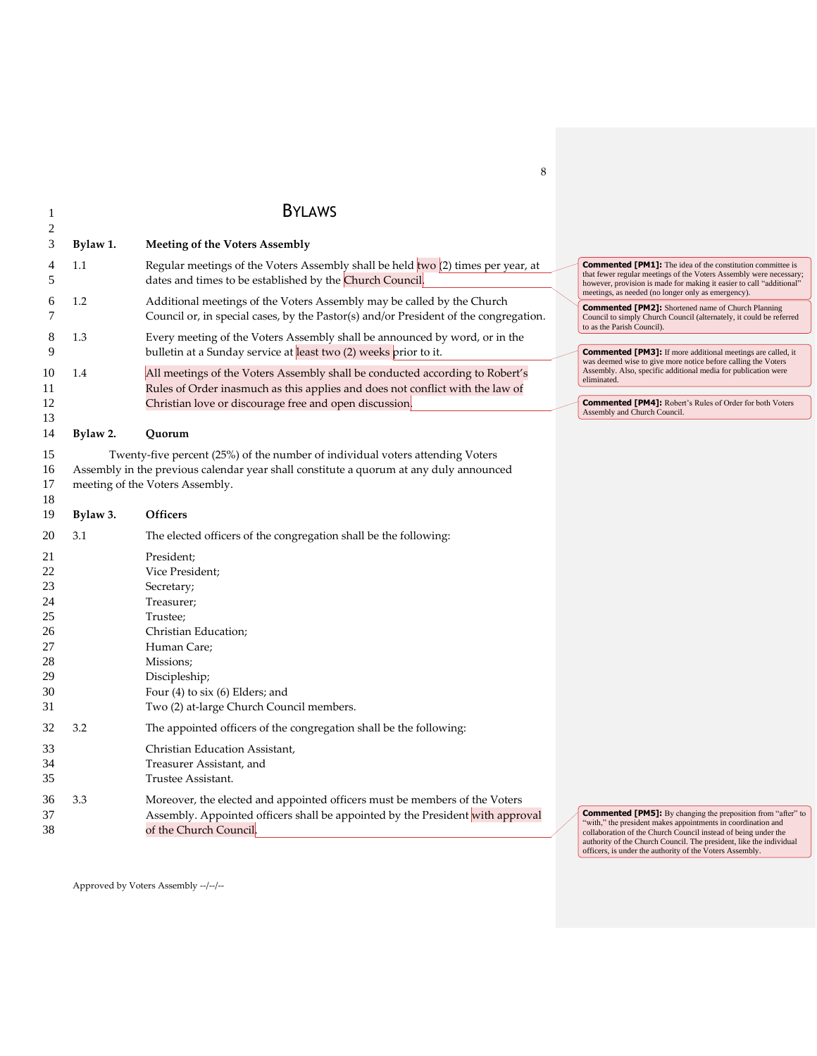# BYLAWS

**Bylaw 1. Meeting of the Voters Assembly**

1.1 Regular meetings of the Voters Assembly shall be held two (2) times per year, at dates and times to be established by the Church Council.

1.2 Additional meetings of the Voters Assembly may be called by the Church Council or, in special cases, by the Pastor(s) and/or President of the congregation.

1.3 Every meeting of the Voters Assembly shall be announced by word, or in the bulletin at a Sunday service at least two (2) weeks prior to it.

1.4 All meetings of the Voters Assembly shall be conducted according to Robert's Rules of Order inasmuch as this applies and does not conflict with the law of Christian love or discourage free and open discussion.

**Bylaw 2. Quorum**

Twenty-five percent (25%) of the number of individual voters attending Voters Assembly in the previous calendar year shall constitute a quorum at any duly announced meeting of the Voters Assembly.

**Bylaw 3. Officers**

3.1 The elected officers of the congregation shall be the following:

President;
Vice President;
Secretary;
Treasurer;
Trustee;
Christian Education;
Human Care;
Missions;
Discipleship;
Four (4) to six (6) Elders; and
Two (2) at-large Church Council members.

3.2 The appointed officers of the congregation shall be the following:

Christian Education Assistant,
Treasurer Assistant, and
Trustee Assistant.

3.3 Moreover, the elected and appointed officers must be members of the Voters Assembly. Appointed officers shall be appointed by the President with approval of the Church Council.

**Commented [PM1]:** The idea of the constitution committee is that fewer regular meetings of the Voters Assembly were necessary; however, provision is made for making it easier to call "additional" meetings, as needed (no longer only as emergency).

**Commented [PM2]:** Shortened name of Church Planning Council to simply Church Council (alternately, it could be referred to as the Parish Council).

**Commented [PM3]:** If more additional meetings are called, it was deemed wise to give more notice before calling the Voters Assembly. Also, specific additional media for publication were eliminated.

**Commented [PM4]:** Robert's Rules of Order for both Voters Assembly and Church Council.

**Commented [PM5]:** By changing the preposition from "after" to "with," the president makes appointments in coordination and collaboration of the Church Council instead of being under the authority of the Church Council. The president, like the individual officers, is under the authority of the Voters Assembly.

Approved by Voters Assembly --/--/--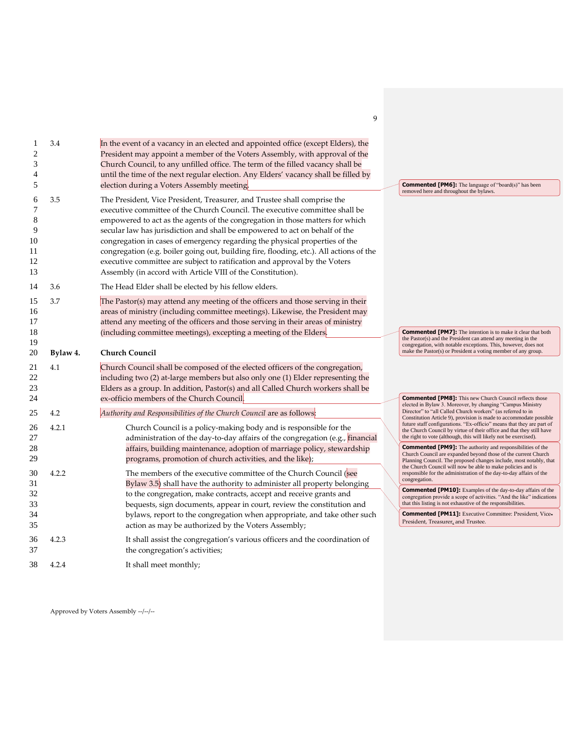3.4 In the event of a vacancy in an elected and appointed office (except Elders), the President may appoint a member of the Voters Assembly, with approval of the Church Council, to any unfilled office. The term of the filled vacancy shall be until the time of the next regular election. Any Elders' vacancy shall be filled by election during a Voters Assembly meeting.

3.5 The President, Vice President, Treasurer, and Trustee shall comprise the executive committee of the Church Council. The executive committee shall be empowered to act as the agents of the congregation in those matters for which secular law has jurisdiction and shall be empowered to act on behalf of the congregation in cases of emergency regarding the physical properties of the congregation (e.g. boiler going out, building fire, flooding, etc.). All actions of the executive committee are subject to ratification and approval by the Voters Assembly (in accord with Article VIII of the Constitution).

3.6 The Head Elder shall be elected by his fellow elders.

3.7 The Pastor(s) may attend any meeting of the officers and those serving in their areas of ministry (including committee meetings). Likewise, the President may attend any meeting of the officers and those serving in their areas of ministry (including committee meetings), excepting a meeting of the Elders.

## Bylaw 4. Church Council

4.1 Church Council shall be composed of the elected officers of the congregation, including two (2) at-large members but also only one (1) Elder representing the Elders as a group. In addition, Pastor(s) and all Called Church workers shall be ex-officio members of the Church Council.

4.2 *Authority and Responsibilities of the Church Council* are as follows:

4.2.1 Church Council is a policy-making body and is responsible for the administration of the day-to-day affairs of the congregation (e.g., financial affairs, building maintenance, adoption of marriage policy, stewardship programs, promotion of church activities, and the like);

4.2.2 The members of the executive committee of the Church Council (see Bylaw 3.5) shall have the authority to administer all property belonging to the congregation, make contracts, accept and receive grants and bequests, sign documents, appear in court, review the constitution and bylaws, report to the congregation when appropriate, and take other such action as may be authorized by the Voters Assembly;

4.2.3 It shall assist the congregation's various officers and the coordination of the congregation's activities;

4.2.4 It shall meet monthly;

**Commented [PM6]:** The language of "board(s)" has been removed here and throughout the bylaws.

**Commented [PM7]:** The intention is to make it clear that both the Pastor(s) and the President can attend any meeting in the congregation, with notable exceptions. This, however, does not make the Pastor(s) or President a voting member of any group.

**Commented [PM8]:** This new Church Council reflects those elected in Bylaw 3. Moreover, by changing "Campus Ministry Director" to "all Called Church workers" (as referred to in Constitution Article 9), provision is made to accommodate possible future staff configurations. "Ex-officio" means that they are part of the Church Council by virtue of their office and that they still have the right to vote (although, this will likely not be exercised).

**Commented [PM9]:** The authority and responsibilities of the Church Council are expanded beyond those of the current Church Planning Council. The proposed changes include, most notably, that the Church Council will now be able to make policies and is responsible for the administration of the day-to-day affairs of the congregation.

**Commented [PM10]:** Examples of the day-to-day affairs of the congregation provide a scope of activities. "And the like" indications that this listing is not exhaustive of the responsibilities.

**Commented [PM11]:** Executive Committee: President, Vice-President, Treasurer, and Trustee.

Approved by Voters Assembly --/--/--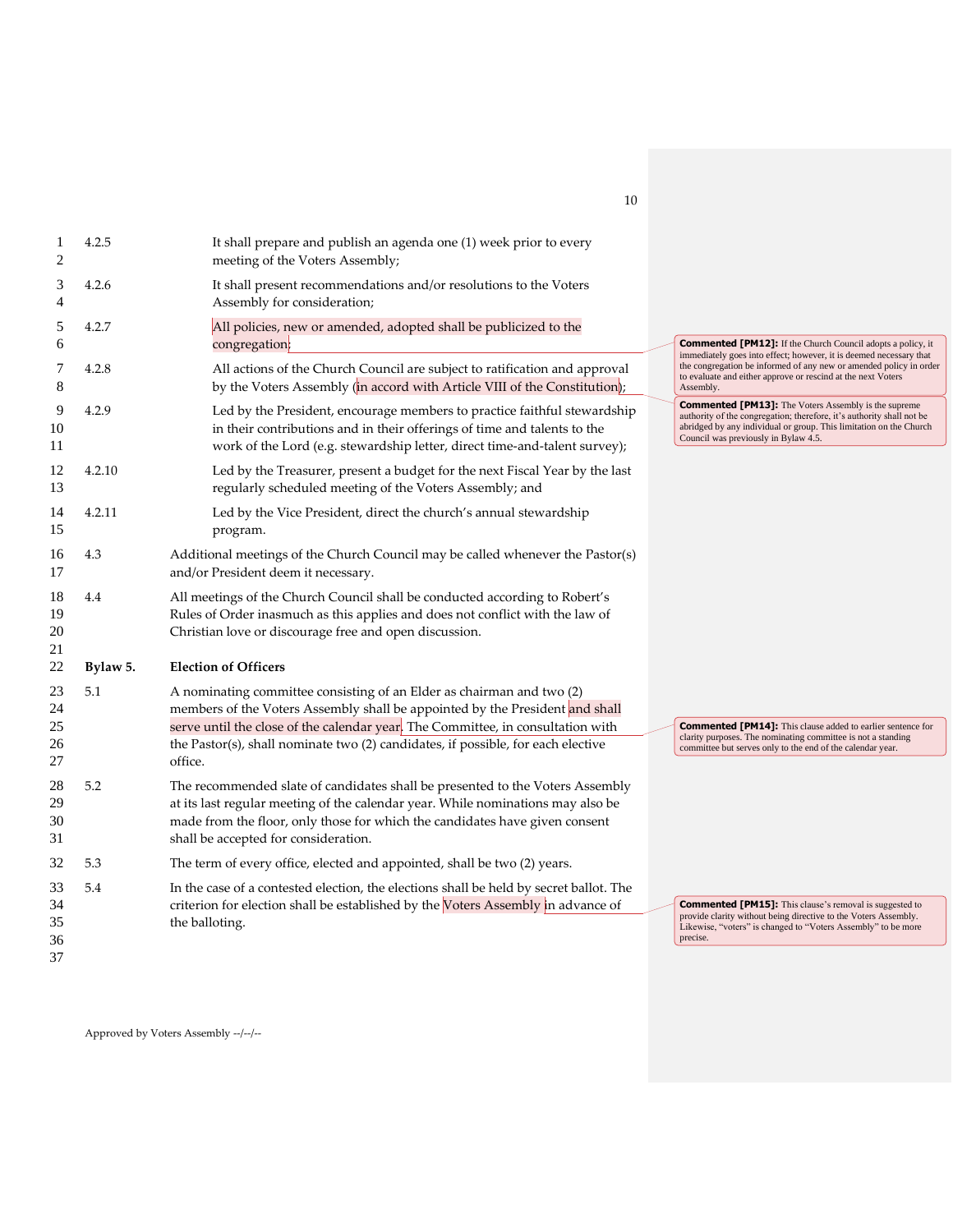4.2.5 It shall prepare and publish an agenda one (1) week prior to every meeting of the Voters Assembly;

4.2.6 It shall present recommendations and/or resolutions to the Voters Assembly for consideration;

4.2.7 All policies, new or amended, adopted shall be publicized to the congregation;

4.2.8 All actions of the Church Council are subject to ratification and approval by the Voters Assembly (in accord with Article VIII of the Constitution);

4.2.9 Led by the President, encourage members to practice faithful stewardship in their contributions and in their offerings of time and talents to the work of the Lord (e.g. stewardship letter, direct time-and-talent survey);

4.2.10 Led by the Treasurer, present a budget for the next Fiscal Year by the last regularly scheduled meeting of the Voters Assembly; and

4.2.11 Led by the Vice President, direct the church's annual stewardship program.

4.3 Additional meetings of the Church Council may be called whenever the Pastor(s) and/or President deem it necessary.

4.4 All meetings of the Church Council shall be conducted according to Robert's Rules of Order inasmuch as this applies and does not conflict with the law of Christian love or discourage free and open discussion.

## Bylaw 5. Election of Officers

5.1 A nominating committee consisting of an Elder as chairman and two (2) members of the Voters Assembly shall be appointed by the President and shall serve until the close of the calendar year. The Committee, in consultation with the Pastor(s), shall nominate two (2) candidates, if possible, for each elective office.

5.2 The recommended slate of candidates shall be presented to the Voters Assembly at its last regular meeting of the calendar year. While nominations may also be made from the floor, only those for which the candidates have given consent shall be accepted for consideration.

5.3 The term of every office, elected and appointed, shall be two (2) years.

5.4 In the case of a contested election, the elections shall be held by secret ballot. The criterion for election shall be established by the Voters Assembly in advance of the balloting.

**Commented [PM12]:** If the Church Council adopts a policy, it immediately goes into effect; however, it is deemed necessary that the congregation be informed of any new or amended policy in order to evaluate and either approve or rescind at the next Voters Assembly.

**Commented [PM13]:** The Voters Assembly is the supreme authority of the congregation; therefore, it's authority shall not be abridged by any individual or group. This limitation on the Church Council was previously in Bylaw 4.5.

**Commented [PM14]:** This clause added to earlier sentence for clarity purposes. The nominating committee is not a standing committee but serves only to the end of the calendar year.

**Commented [PM15]:** This clause's removal is suggested to provide clarity without being directive to the Voters Assembly. Likewise, "voters" is changed to "Voters Assembly" to be more precise.

Approved by Voters Assembly --/--/--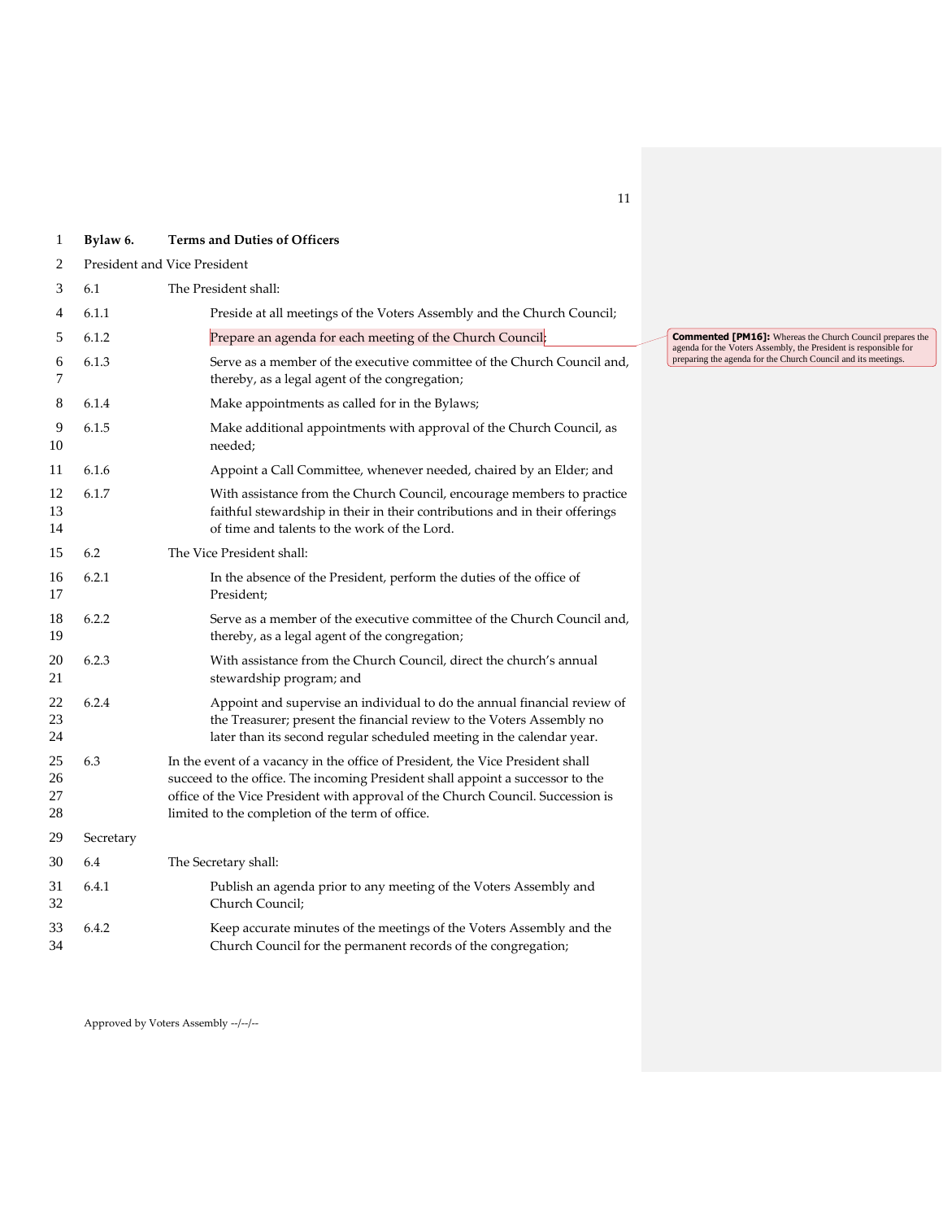## Bylaw 6. Terms and Duties of Officers

President and Vice President

6.1 The President shall:

6.1.1 Preside at all meetings of the Voters Assembly and the Church Council;

6.1.2 Prepare an agenda for each meeting of the Church Council;

> **Commented [PM16]:** Whereas the Church Council prepares the agenda for the Voters Assembly, the President is responsible for preparing the agenda for the Church Council and its meetings.

6.1.3 Serve as a member of the executive committee of the Church Council and, thereby, as a legal agent of the congregation;

6.1.4 Make appointments as called for in the Bylaws;

6.1.5 Make additional appointments with approval of the Church Council, as needed;

6.1.6 Appoint a Call Committee, whenever needed, chaired by an Elder; and

6.1.7 With assistance from the Church Council, encourage members to practice faithful stewardship in their in their contributions and in their offerings of time and talents to the work of the Lord.

6.2 The Vice President shall:

6.2.1 In the absence of the President, perform the duties of the office of President;

6.2.2 Serve as a member of the executive committee of the Church Council and, thereby, as a legal agent of the congregation;

6.2.3 With assistance from the Church Council, direct the church's annual stewardship program; and

6.2.4 Appoint and supervise an individual to do the annual financial review of the Treasurer; present the financial review to the Voters Assembly no later than its second regular scheduled meeting in the calendar year.

6.3 In the event of a vacancy in the office of President, the Vice President shall succeed to the office. The incoming President shall appoint a successor to the office of the Vice President with approval of the Church Council. Succession is limited to the completion of the term of office.

Secretary

6.4 The Secretary shall:

6.4.1 Publish an agenda prior to any meeting of the Voters Assembly and Church Council;

6.4.2 Keep accurate minutes of the meetings of the Voters Assembly and the Church Council for the permanent records of the congregation;

Approved by Voters Assembly --/--/--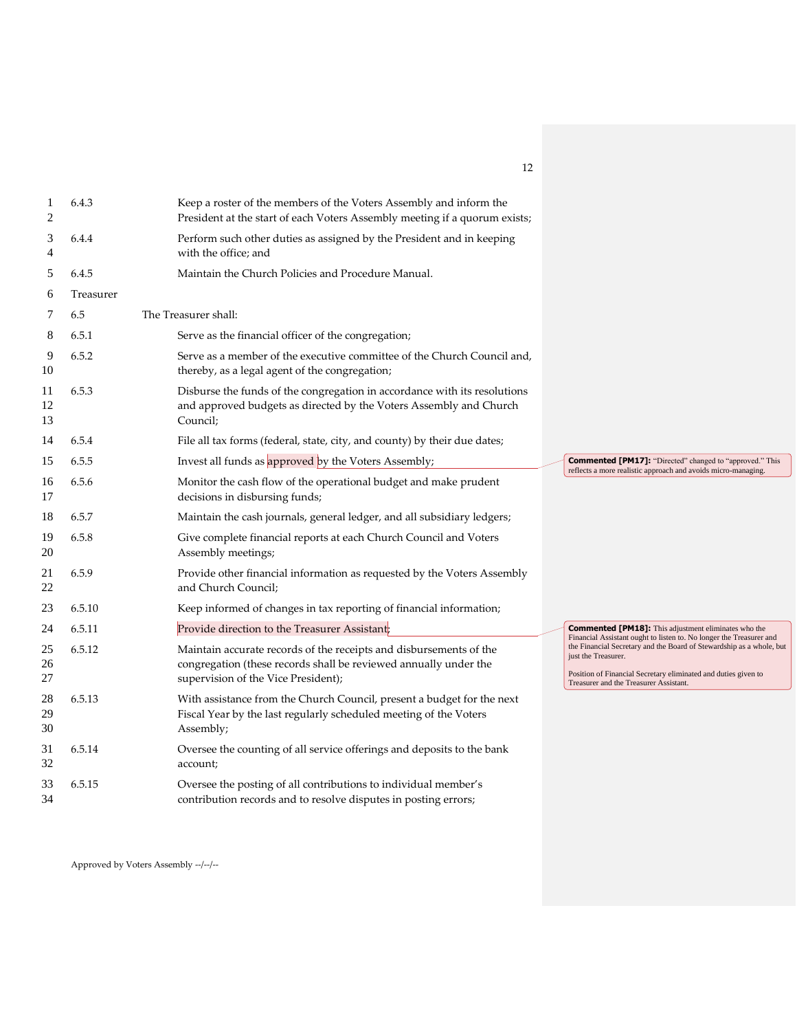6.4.3 Keep a roster of the members of the Voters Assembly and inform the President at the start of each Voters Assembly meeting if a quorum exists;

6.4.4 Perform such other duties as assigned by the President and in keeping with the office; and

6.4.5 Maintain the Church Policies and Procedure Manual.

### Treasurer

6.5 The Treasurer shall:

6.5.1 Serve as the financial officer of the congregation;

6.5.2 Serve as a member of the executive committee of the Church Council and, thereby, as a legal agent of the congregation;

6.5.3 Disburse the funds of the congregation in accordance with its resolutions and approved budgets as directed by the Voters Assembly and Church Council;

6.5.4 File all tax forms (federal, state, city, and county) by their due dates;

6.5.5 Invest all funds as approved by the Voters Assembly;

6.5.6 Monitor the cash flow of the operational budget and make prudent decisions in disbursing funds;

6.5.7 Maintain the cash journals, general ledger, and all subsidiary ledgers;

6.5.8 Give complete financial reports at each Church Council and Voters Assembly meetings;

6.5.9 Provide other financial information as requested by the Voters Assembly and Church Council;

6.5.10 Keep informed of changes in tax reporting of financial information;

6.5.11 Provide direction to the Treasurer Assistant;

6.5.12 Maintain accurate records of the receipts and disbursements of the congregation (these records shall be reviewed annually under the supervision of the Vice President);

6.5.13 With assistance from the Church Council, present a budget for the next Fiscal Year by the last regularly scheduled meeting of the Voters Assembly;

6.5.14 Oversee the counting of all service offerings and deposits to the bank account;

6.5.15 Oversee the posting of all contributions to individual member's contribution records and to resolve disputes in posting errors;

**Commented [PM17]:** "Directed" changed to "approved." This reflects a more realistic approach and avoids micro-managing.

**Commented [PM18]:** This adjustment eliminates who the Financial Assistant ought to listen to. No longer the Treasurer and the Financial Secretary and the Board of Stewardship as a whole, but just the Treasurer.

Position of Financial Secretary eliminated and duties given to Treasurer and the Treasurer Assistant.

Approved by Voters Assembly --/--/--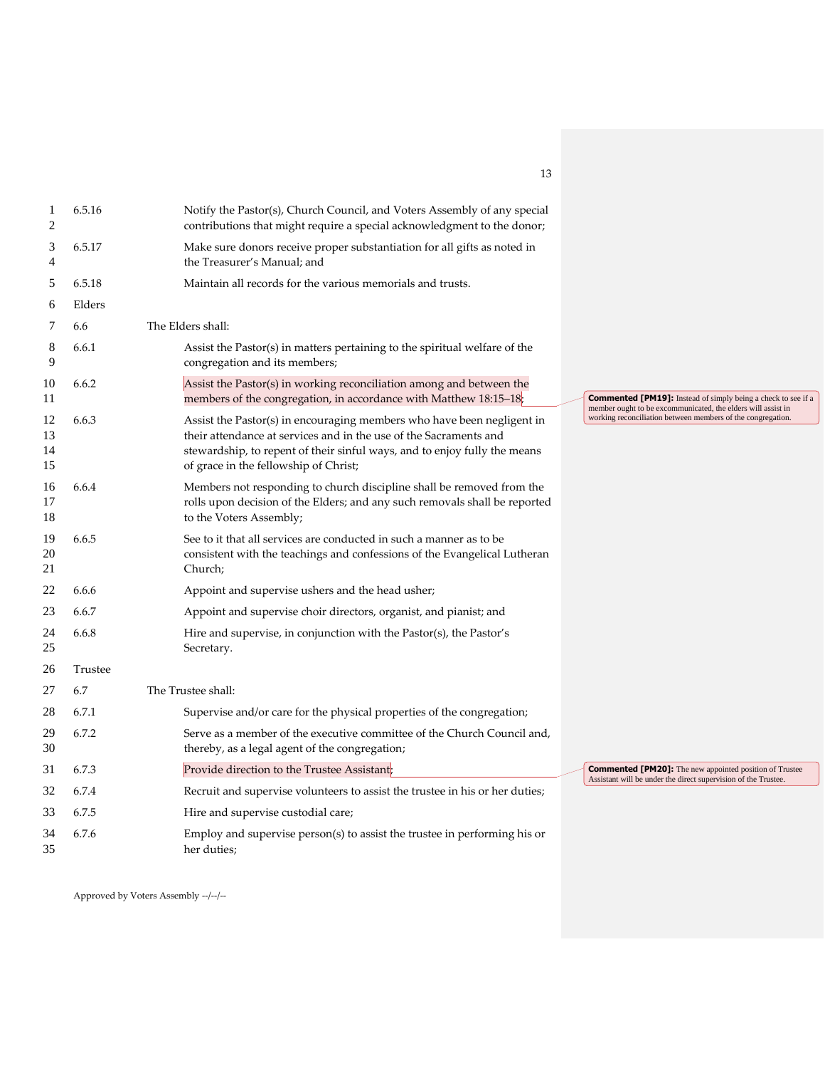6.5.16 Notify the Pastor(s), Church Council, and Voters Assembly of any special contributions that might require a special acknowledgment to the donor;

6.5.17 Make sure donors receive proper substantiation for all gifts as noted in the Treasurer's Manual; and

6.5.18 Maintain all records for the various memorials and trusts.

### Elders

6.6 The Elders shall:

6.6.1 Assist the Pastor(s) in matters pertaining to the spiritual welfare of the congregation and its members;

6.6.2 Assist the Pastor(s) in working reconciliation among and between the members of the congregation, in accordance with Matthew 18:15–18;

> **Commented [PM19]:** Instead of simply being a check to see if a member ought to be excommunicated, the elders will assist in working reconciliation between members of the congregation.

6.6.3 Assist the Pastor(s) in encouraging members who have been negligent in their attendance at services and in the use of the Sacraments and stewardship, to repent of their sinful ways, and to enjoy fully the means of grace in the fellowship of Christ;

6.6.4 Members not responding to church discipline shall be removed from the rolls upon decision of the Elders; and any such removals shall be reported to the Voters Assembly;

6.6.5 See to it that all services are conducted in such a manner as to be consistent with the teachings and confessions of the Evangelical Lutheran Church;

6.6.6 Appoint and supervise ushers and the head usher;

6.6.7 Appoint and supervise choir directors, organist, and pianist; and

6.6.8 Hire and supervise, in conjunction with the Pastor(s), the Pastor's Secretary.

### Trustee

6.7 The Trustee shall:

6.7.1 Supervise and/or care for the physical properties of the congregation;

6.7.2 Serve as a member of the executive committee of the Church Council and, thereby, as a legal agent of the congregation;

6.7.3 Provide direction to the Trustee Assistant;

> **Commented [PM20]:** The new appointed position of Trustee Assistant will be under the direct supervision of the Trustee.

6.7.4 Recruit and supervise volunteers to assist the trustee in his or her duties;

6.7.5 Hire and supervise custodial care;

6.7.6 Employ and supervise person(s) to assist the trustee in performing his or her duties;

Approved by Voters Assembly --/--/--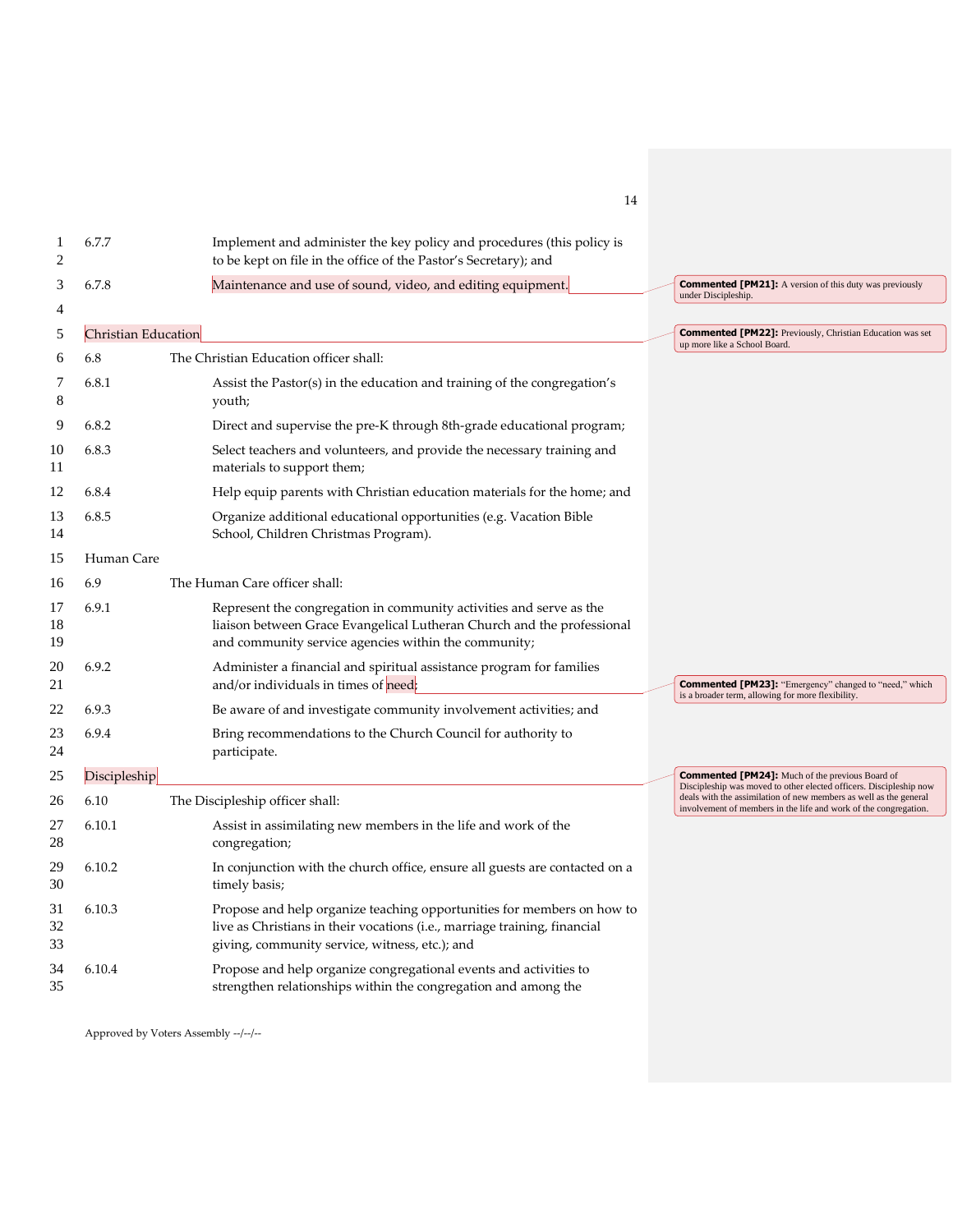6.7.7 Implement and administer the key policy and procedures (this policy is to be kept on file in the office of the Pastor's Secretary); and

6.7.8 Maintenance and use of sound, video, and editing equipment.

> **Commented [PM21]:** A version of this duty was previously under Discipleship.

## Christian Education

> **Commented [PM22]:** Previously, Christian Education was set up more like a School Board.

6.8 The Christian Education officer shall:

6.8.1 Assist the Pastor(s) in the education and training of the congregation's youth;

6.8.2 Direct and supervise the pre-K through 8th-grade educational program;

6.8.3 Select teachers and volunteers, and provide the necessary training and materials to support them;

6.8.4 Help equip parents with Christian education materials for the home; and

6.8.5 Organize additional educational opportunities (e.g. Vacation Bible School, Children Christmas Program).

## Human Care

6.9 The Human Care officer shall:

6.9.1 Represent the congregation in community activities and serve as the liaison between Grace Evangelical Lutheran Church and the professional and community service agencies within the community;

6.9.2 Administer a financial and spiritual assistance program for families and/or individuals in times of need;

> **Commented [PM23]:** "Emergency" changed to "need," which is a broader term, allowing for more flexibility.

6.9.3 Be aware of and investigate community involvement activities; and

6.9.4 Bring recommendations to the Church Council for authority to participate.

## Discipleship

> **Commented [PM24]:** Much of the previous Board of Discipleship was moved to other elected officers. Discipleship now deals with the assimilation of new members as well as the general involvement of members in the life and work of the congregation.

6.10 The Discipleship officer shall:

6.10.1 Assist in assimilating new members in the life and work of the congregation;

6.10.2 In conjunction with the church office, ensure all guests are contacted on a timely basis;

6.10.3 Propose and help organize teaching opportunities for members on how to live as Christians in their vocations (i.e., marriage training, financial giving, community service, witness, etc.); and

6.10.4 Propose and help organize congregational events and activities to strengthen relationships within the congregation and among the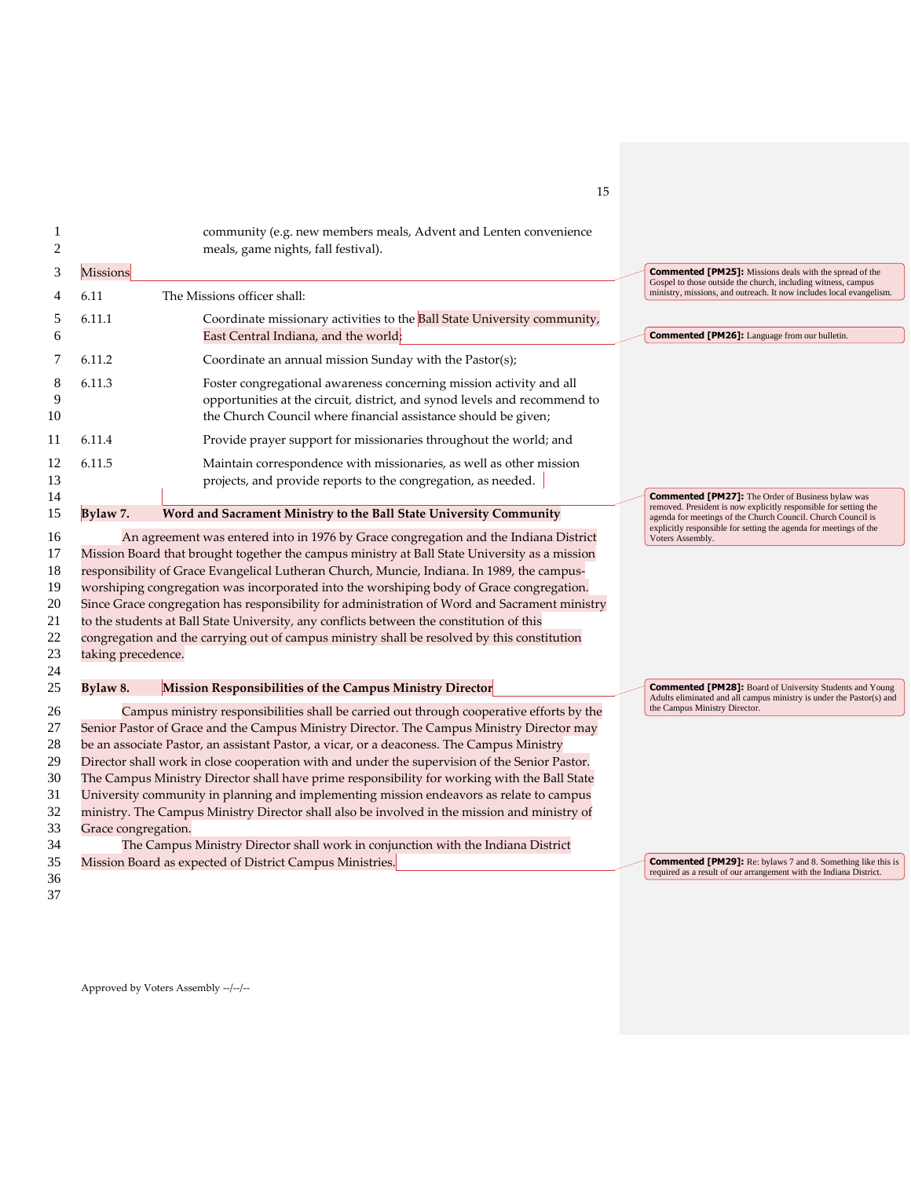community (e.g. new members meals, Advent and Lenten convenience meals, game nights, fall festival).

Missions

6.11 The Missions officer shall:

6.11.1 Coordinate missionary activities to the Ball State University community, East Central Indiana, and the world;

6.11.2 Coordinate an annual mission Sunday with the Pastor(s);

6.11.3 Foster congregational awareness concerning mission activity and all opportunities at the circuit, district, and synod levels and recommend to the Church Council where financial assistance should be given;

6.11.4 Provide prayer support for missionaries throughout the world; and

6.11.5 Maintain correspondence with missionaries, as well as other mission projects, and provide reports to the congregation, as needed.

**Bylaw 7. Word and Sacrament Ministry to the Ball State University Community**

An agreement was entered into in 1976 by Grace congregation and the Indiana District Mission Board that brought together the campus ministry at Ball State University as a mission responsibility of Grace Evangelical Lutheran Church, Muncie, Indiana. In 1989, the campus-worshiping congregation was incorporated into the worshiping body of Grace congregation. Since Grace congregation has responsibility for administration of Word and Sacrament ministry to the students at Ball State University, any conflicts between the constitution of this congregation and the carrying out of campus ministry shall be resolved by this constitution taking precedence.

**Bylaw 8. Mission Responsibilities of the Campus Ministry Director**

Campus ministry responsibilities shall be carried out through cooperative efforts by the Senior Pastor of Grace and the Campus Ministry Director. The Campus Ministry Director may be an associate Pastor, an assistant Pastor, a vicar, or a deaconess. The Campus Ministry Director shall work in close cooperation with and under the supervision of the Senior Pastor. The Campus Ministry Director shall have prime responsibility for working with the Ball State University community in planning and implementing mission endeavors as relate to campus ministry. The Campus Ministry Director shall also be involved in the mission and ministry of Grace congregation.

The Campus Ministry Director shall work in conjunction with the Indiana District Mission Board as expected of District Campus Ministries.

**Commented [PM25]:** Missions deals with the spread of the Gospel to those outside the church, including witness, campus ministry, missions, and outreach. It now includes local evangelism.

**Commented [PM26]:** Language from our bulletin.

**Commented [PM27]:** The Order of Business bylaw was removed. President is now explicitly responsible for setting the agenda for meetings of the Church Council. Church Council is explicitly responsible for setting the agenda for meetings of the Voters Assembly.

**Commented [PM28]:** Board of University Students and Young Adults eliminated and all campus ministry is under the Pastor(s) and the Campus Ministry Director.

**Commented [PM29]:** Re: bylaws 7 and 8. Something like this is required as a result of our arrangement with the Indiana District.

Approved by Voters Assembly --/--/--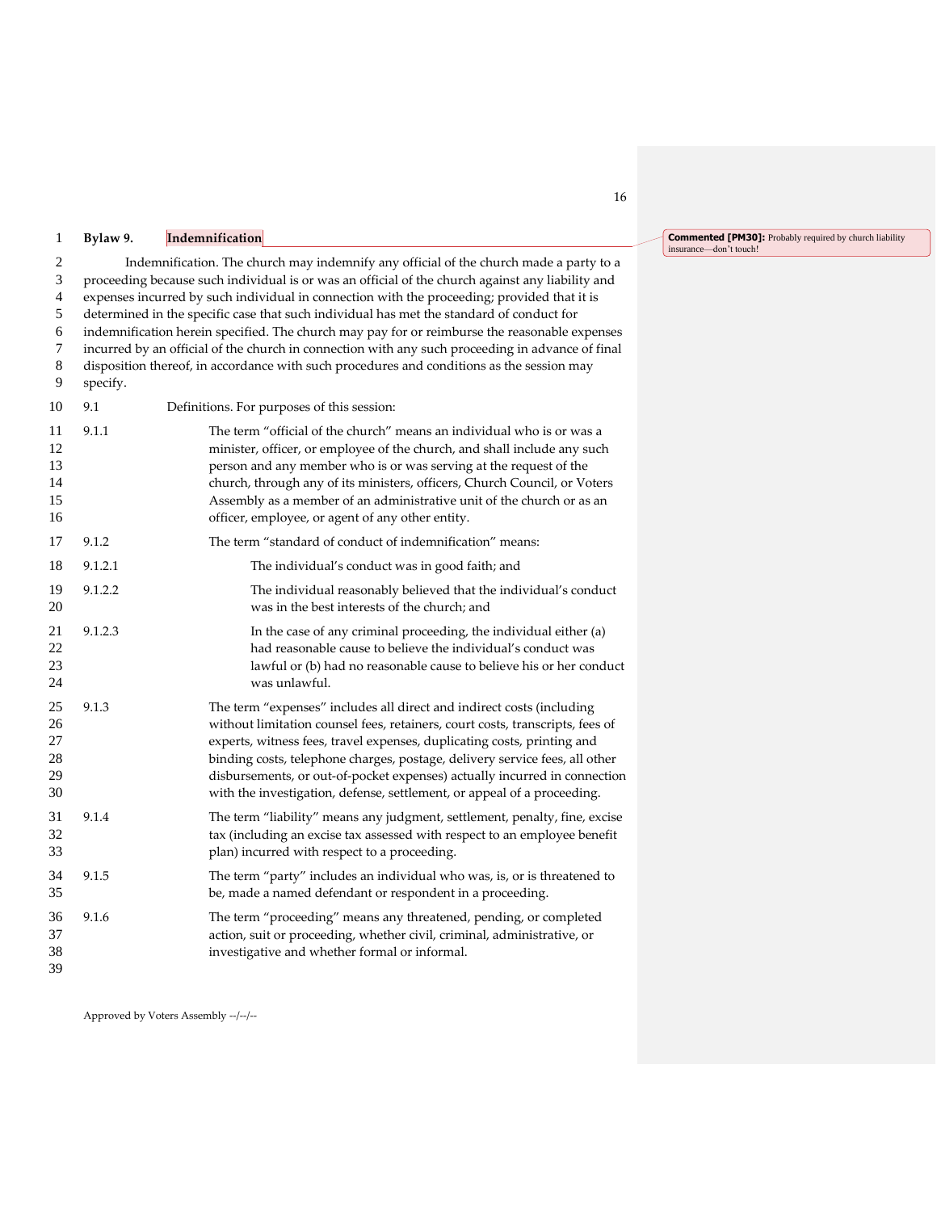## Bylaw 9. Indemnification

Indemnification. The church may indemnify any official of the church made a party to a proceeding because such individual is or was an official of the church against any liability and expenses incurred by such individual in connection with the proceeding; provided that it is determined in the specific case that such individual has met the standard of conduct for indemnification herein specified. The church may pay for or reimburse the reasonable expenses incurred by an official of the church in connection with any such proceeding in advance of final disposition thereof, in accordance with such procedures and conditions as the session may specify.

9.1 Definitions. For purposes of this session:

9.1.1 The term "official of the church" means an individual who is or was a minister, officer, or employee of the church, and shall include any such person and any member who is or was serving at the request of the church, through any of its ministers, officers, Church Council, or Voters Assembly as a member of an administrative unit of the church or as an officer, employee, or agent of any other entity.

9.1.2 The term "standard of conduct of indemnification" means:

9.1.2.1 The individual's conduct was in good faith; and

9.1.2.2 The individual reasonably believed that the individual's conduct was in the best interests of the church; and

9.1.2.3 In the case of any criminal proceeding, the individual either (a) had reasonable cause to believe the individual's conduct was lawful or (b) had no reasonable cause to believe his or her conduct was unlawful.

9.1.3 The term "expenses" includes all direct and indirect costs (including without limitation counsel fees, retainers, court costs, transcripts, fees of experts, witness fees, travel expenses, duplicating costs, printing and binding costs, telephone charges, postage, delivery service fees, all other disbursements, or out-of-pocket expenses) actually incurred in connection with the investigation, defense, settlement, or appeal of a proceeding.

9.1.4 The term "liability" means any judgment, settlement, penalty, fine, excise tax (including an excise tax assessed with respect to an employee benefit plan) incurred with respect to a proceeding.

9.1.5 The term "party" includes an individual who was, is, or is threatened to be, made a named defendant or respondent in a proceeding.

9.1.6 The term "proceeding" means any threatened, pending, or completed action, suit or proceeding, whether civil, criminal, administrative, or investigative and whether formal or informal.

Commented [PM30]: Probably required by church liability insurance—don't touch!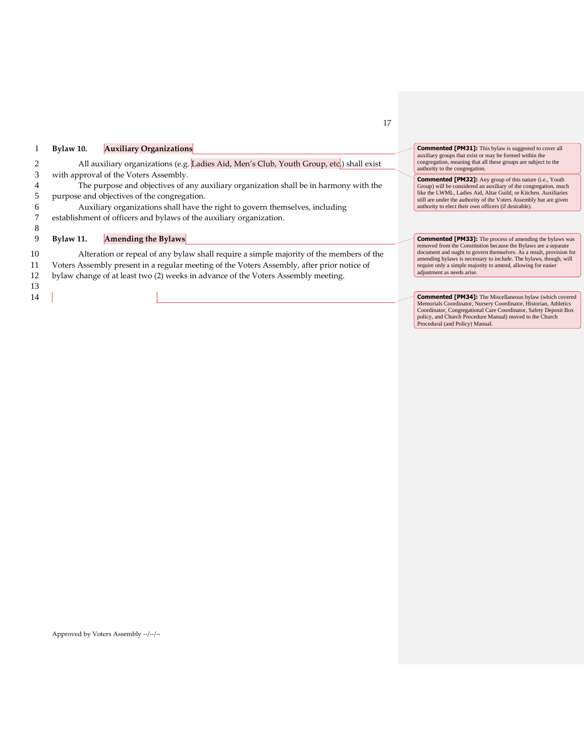## Bylaw 10. Auxiliary Organizations

All auxiliary organizations (e.g. Ladies Aid, Men's Club, Youth Group, etc.) shall exist with approval of the Voters Assembly.

The purpose and objectives of any auxiliary organization shall be in harmony with the purpose and objectives of the congregation.

Auxiliary organizations shall have the right to govern themselves, including establishment of officers and bylaws of the auxiliary organization.

## Bylaw 11. Amending the Bylaws

Alteration or repeal of any bylaw shall require a simple majority of the members of the Voters Assembly present in a regular meeting of the Voters Assembly, after prior notice of bylaw change of at least two (2) weeks in advance of the Voters Assembly meeting.

---

**Commented [PM31]:** This bylaw is suggested to cover all auxiliary groups that exist or may be formed within the congregation, meaning that all these groups are subject to the authority to the congregation.

**Commented [PM32]:** Any group of this nature (i.e., Youth Group) will be considered an auxiliary of the congregation, much like the LWML, Ladies Aid, Altar Guild, or Kitchen. Auxiliaries still are under the authority of the Voters Assembly but are given authority to elect their own officers (if desirable).

**Commented [PM33]:** The process of amending the bylaws was removed from the Constitution because the Bylaws are a separate document and ought to govern themselves. As a result, provision for amending bylaws is necessary to include. The bylaws, though, will require only a simple majority to amend, allowing for easier adjustment as needs arise.

**Commented [PM34]:** The Miscellaneous bylaw (which covered Memorials Coordinator, Nursery Coordinator, Historian, Athletics Coordinator, Congregational Care Coordinator, Safety Deposit Box policy, and Church Procedure Manual) moved to the Church Procedural (and Policy) Manual.

Approved by Voters Assembly --/--/--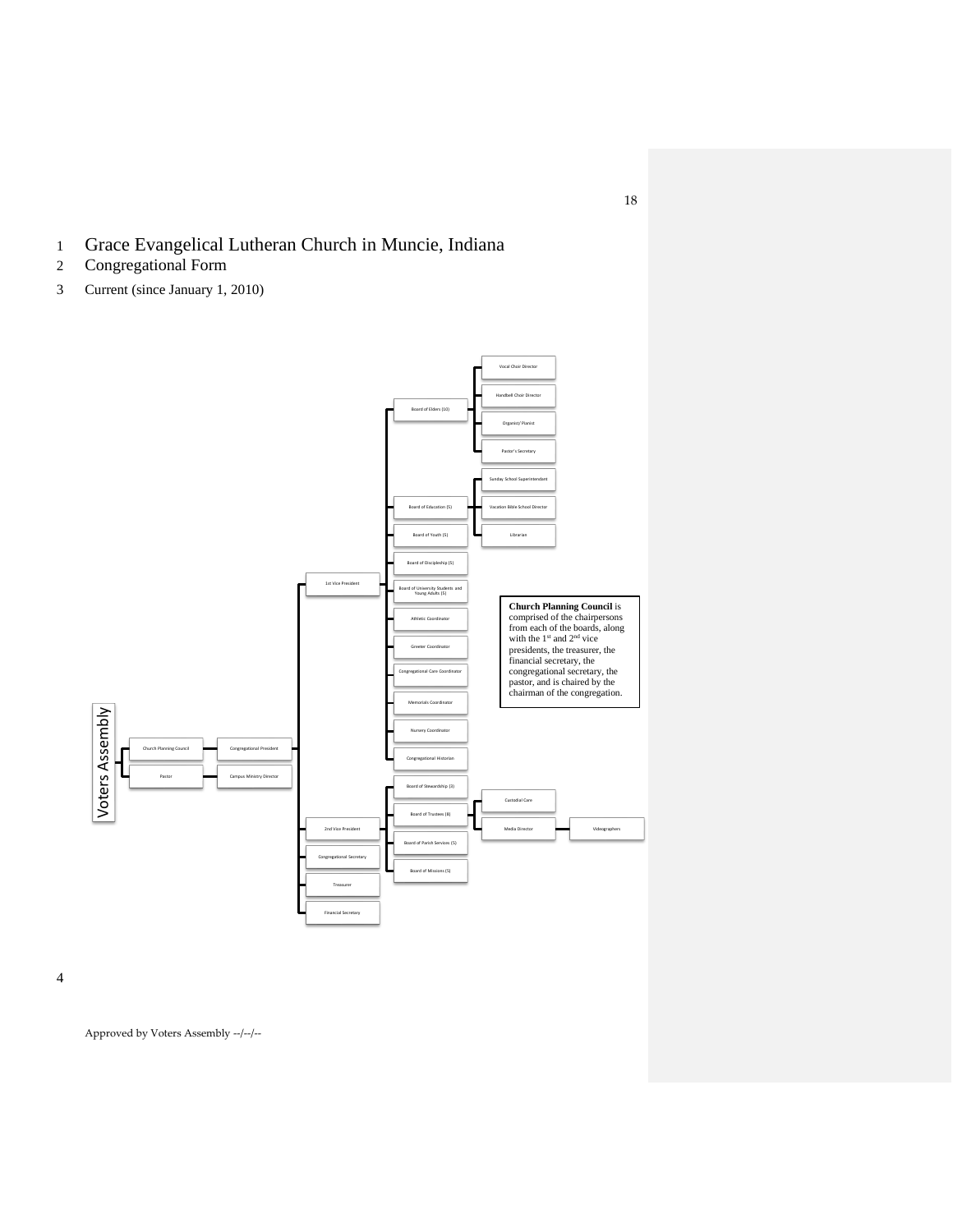# Grace Evangelical Lutheran Church in Muncie, Indiana

## Congregational Form

Current (since January 1, 2010)

- Voters Assembly
  - Church Planning Council
    - Congregational President
      - 1st Vice President
        - Board of Elders (10)
          - Vocal Choir Director
          - Handbell Choir Director
          - Organist/ Pianist
          - Pastor's Secretary
        - Board of Education (5)
          - Sunday School Superintendent
          - Vacation Bible School Director
          - Librarian
        - Board of Youth (5)
        - Board of Discipleship (5)
        - Board of University Students and Young Adults (5)
        - Athletic Coordinator
        - Greeter Coordinator
        - Congregational Care Coordinator
        - Memorials Coordinator
        - Nursery Coordinator
        - Congregational Historian
      - 2nd Vice President
        - Board of Stewardship (3)
        - Board of Trustees (8)
          - Custodial Care
          - Media Director
            - Videographers
        - Board of Parish Services (5)
        - Board of Missions (5)
      - Congregational Secretary
      - Treasurer
      - Financial Secretary
  - Pastor
    - Campus Ministry Director

**Church Planning Council** is comprised of the chairpersons from each of the boards, along with the 1st and 2nd vice presidents, the treasurer, the financial secretary, the congregational secretary, the pastor, and is chaired by the chairman of the congregation.

Approved by Voters Assembly --/--/--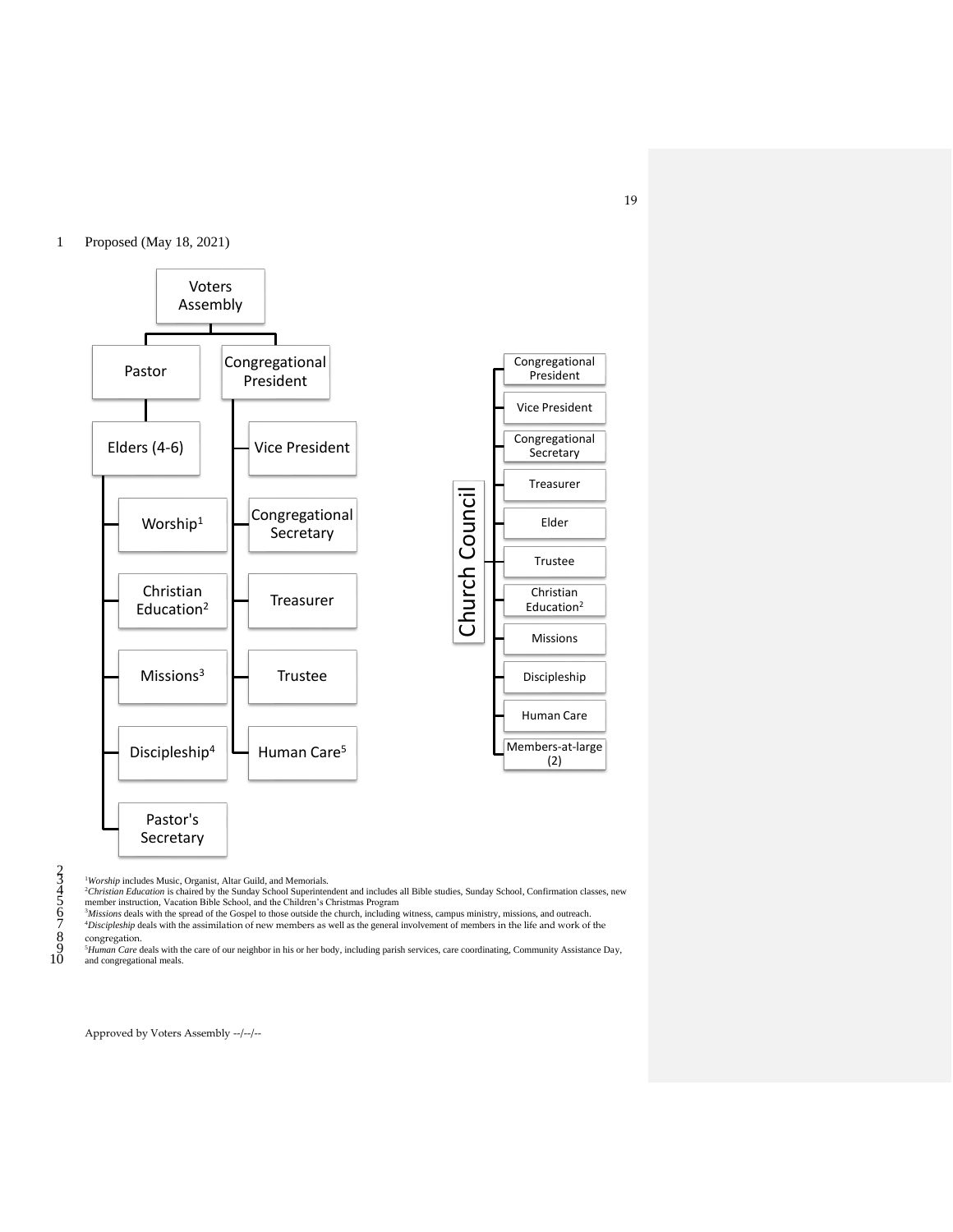Proposed (May 18, 2021)

Voters Assembly

Pastor

Congregational President

Elders (4-6)

Worship[1]

Christian Education[2]

Missions[3]

Discipleship[4]

Pastor's Secretary

Vice President

Congregational Secretary

Treasurer

Trustee

Human Care[5]

Church Council

Congregational President

Vice President

Congregational Secretary

Treasurer

Elder

Trustee

Christian Education[2]

Missions

Discipleship

Human Care

Members-at-large (2)

[1]*Worship* includes Music, Organist, Altar Guild, and Memorials.

[2]*Christian Education* is chaired by the Sunday School Superintendent and includes all Bible studies, Sunday School, Confirmation classes, new member instruction, Vacation Bible School, and the Children's Christmas Program

[3]*Missions* deals with the spread of the Gospel to those outside the church, including witness, campus ministry, missions, and outreach.

[4]*Discipleship* deals with the assimilation of new members as well as the general involvement of members in the life and work of the congregation.

[5]*Human Care* deals with the care of our neighbor in his or her body, including parish services, care coordinating, Community Assistance Day, and congregational meals.

Approved by Voters Assembly --/--/--